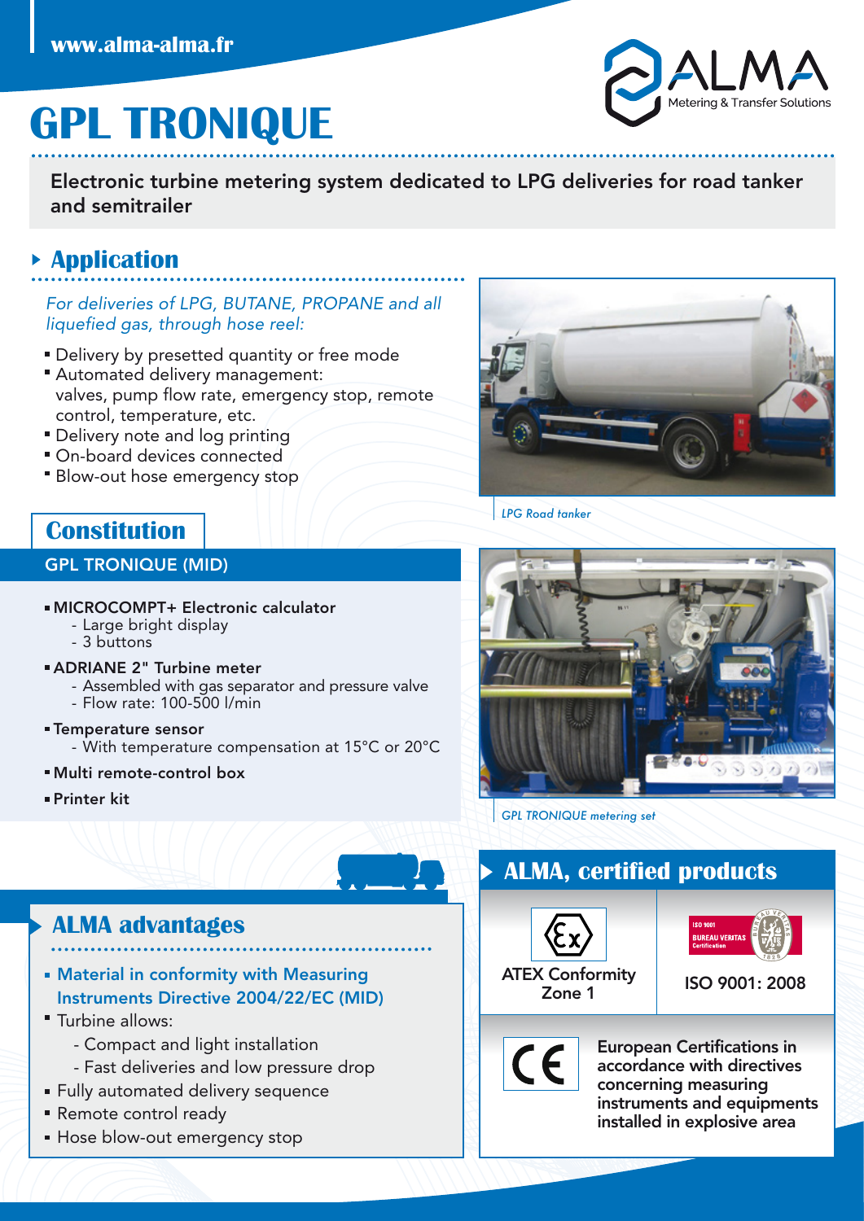www.alma-alma.fr

# GPL TRONIQUE

**Electronic turbine metering system dedicated to LPG deliveries for road tanker and semitrailer**

## Application

*For deliveries of LPG, BUTANE, PROPANE and all liquefied gas, through hose reel:*

- Delivery by presetted quantity or free mode
- Automated delivery management: valves, pump flow rate, emergency stop, remote control, temperature, etc.
- Delivery note and log printing
- On-board devices connected
- Blow-out hose emergency stop

*LPG Road tanker*

## Constitution

### GPL TRONIQUE (MID)

- **MICROCOMPT+ Electronic calculator**
  - Large bright display
  - 3 buttons
- **ADRIANE 2" Turbine meter**
  - Assembled with gas separator and pressure valve
  - Flow rate: 100-500 l/min
- **Temperature sensor**
  - With temperature compensation at 15°C or 20°C
- **Multi remote-control box**
- **Printer kit**

*GPL TRONIQUE metering set*

## ALMA advantages

- **Material in conformity with Measuring Instruments Directive 2004/22/EC (MID)**
- Turbine allows:
  - Compact and light installation
  - Fast deliveries and low pressure drop
- Fully automated delivery sequence
- Remote control ready
- Hose blow-out emergency stop

## ALMA, certified products

ATEX Conformity Zone 1

ISO 9001: 2008

European Certifications in accordance with directives concerning measuring instruments and equipments installed in explosive area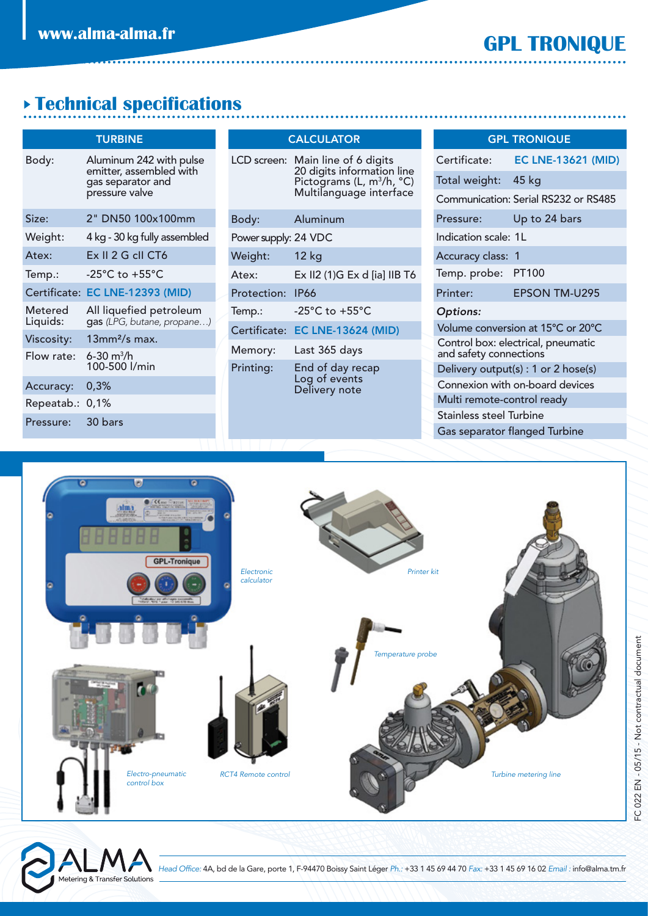## Technical specifications

| TURBINE | |
|---|---|
| Body: | Aluminum 242 with pulse emitter, assembled with gas separator and pressure valve |
| Size: | 2" DN50 100x100mm |
| Weight: | 4 kg - 30 kg fully assembled |
| Atex: | Ex II 2 G cII CT6 |
| Temp.: | -25°C to +55°C |
| Certificate: | EC LNE-12393 (MID) |
| Metered Liquids: | All liquefied petroleum gas *(LPG, butane, propane…)* |
| Viscosity: | 13mm²/s max. |
| Flow rate: | 6-30 m³/h<br>100-500 l/min |
| Accuracy: | 0,3% |
| Repeatab.: | 0,1% |
| Pressure: | 30 bars |

| CALCULATOR | |
|---|---|
| LCD screen: | Main line of 6 digits<br>20 digits information line<br>Pictograms (L, m³/h, °C)<br>Multilanguage interface |
| Body: | Aluminum |
| Power supply: | 24 VDC |
| Weight: | 12 kg |
| Atex: | Ex II2 (1)G Ex d [ia] IIB T6 |
| Protection: | IP66 |
| Temp.: | -25°C to +55°C |
| Certificate: | EC LNE-13624 (MID) |
| Memory: | Last 365 days |
| Printing: | End of day recap<br>Log of events<br>Delivery note |

| GPL TRONIQUE | |
|---|---|
| Certificate: | EC LNE-13621 (MID) |
| Total weight: | 45 kg |
| Communication: | Serial RS232 or RS485 |
| Pressure: | Up to 24 bars |
| Indication scale: | 1L |
| Accuracy class: | 1 |
| Temp. probe: | PT100 |
| Printer: | EPSON TM-U295 |
| ***Options:*** | |
| Volume conversion at 15°C or 20°C | |
| Control box: electrical, pneumatic and safety connections | |
| Delivery output(s) : 1 or 2 hose(s) | |
| Connexion with on-board devices | |
| Multi remote-control ready | |
| Stainless steel Turbine | |
| Gas separator flanged Turbine | |

*Electronic calculator*

*Printer kit*

*Temperature probe*

*Electro-pneumatic control box*

*RCT4 Remote control*

*Turbine metering line*

FC 022 EN - 05/15 - Not contractual document

ALMA Metering & Transfer Solutions

*Head Office:* 4A, bd de la Gare, porte 1, F-94470 Boissy Saint Léger *Ph.:* +33 1 45 69 44 70 *Fax:* +33 1 45 69 16 02 *Email :* info@alma.tm.fr